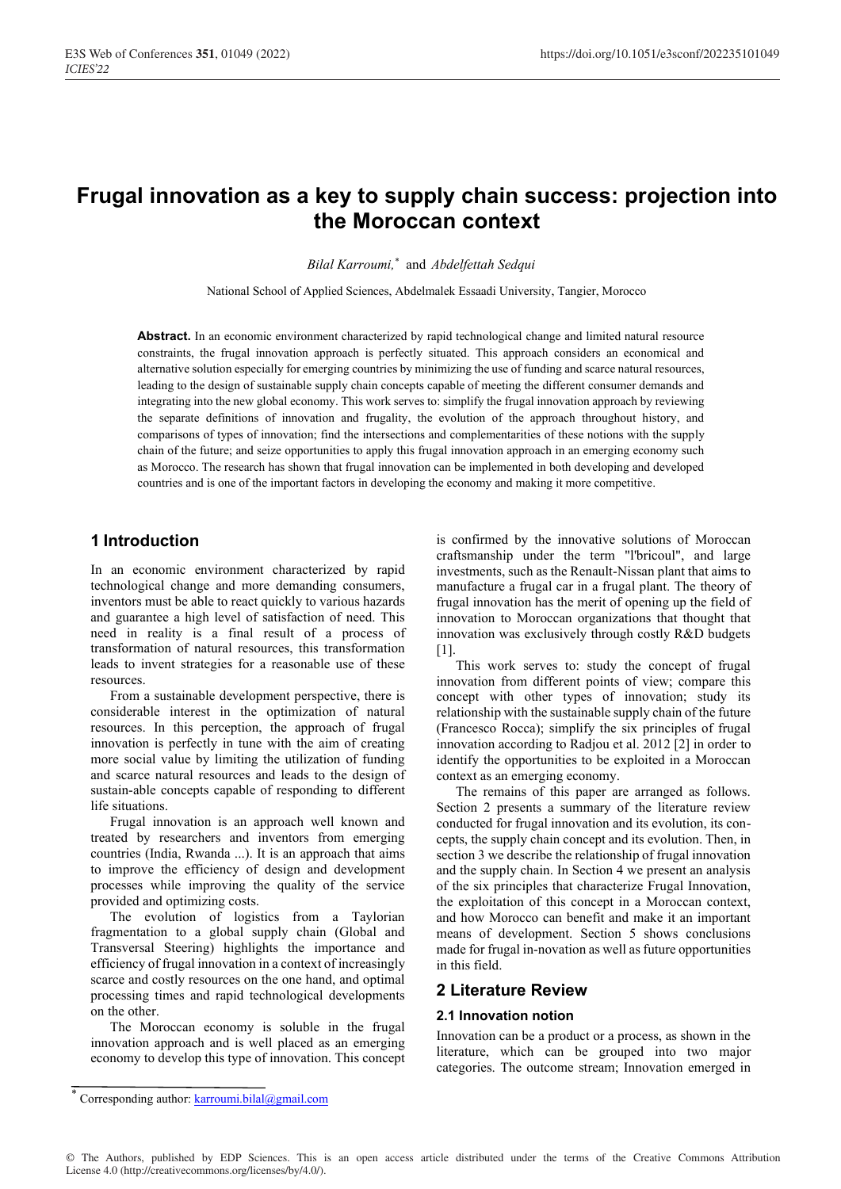# Frugal innovation as a key to supply chain success: projection into the Moroccan context

*Bilal Karroumi,*[*] and *Abdelfettah Sedqui*

National School of Applied Sciences, Abdelmalek Essaadi University, Tangier, Morocco

**Abstract.** In an economic environment characterized by rapid technological change and limited natural resource constraints, the frugal innovation approach is perfectly situated. This approach considers an economical and alternative solution especially for emerging countries by minimizing the use of funding and scarce natural resources, leading to the design of sustainable supply chain concepts capable of meeting the different consumer demands and integrating into the new global economy. This work serves to: simplify the frugal innovation approach by reviewing the separate definitions of innovation and frugality, the evolution of the approach throughout history, and comparisons of types of innovation; find the intersections and complementarities of these notions with the supply chain of the future; and seize opportunities to apply this frugal innovation approach in an emerging economy such as Morocco. The research has shown that frugal innovation can be implemented in both developing and developed countries and is one of the important factors in developing the economy and making it more competitive.

## 1 Introduction

In an economic environment characterized by rapid technological change and more demanding consumers, inventors must be able to react quickly to various hazards and guarantee a high level of satisfaction of need. This need in reality is a final result of a process of transformation of natural resources, this transformation leads to invent strategies for a reasonable use of these resources.

From a sustainable development perspective, there is considerable interest in the optimization of natural resources. In this perception, the approach of frugal innovation is perfectly in tune with the aim of creating more social value by limiting the utilization of funding and scarce natural resources and leads to the design of sustain-able concepts capable of responding to different life situations.

Frugal innovation is an approach well known and treated by researchers and inventors from emerging countries (India, Rwanda ...). It is an approach that aims to improve the efficiency of design and development processes while improving the quality of the service provided and optimizing costs.

The evolution of logistics from a Taylorian fragmentation to a global supply chain (Global and Transversal Steering) highlights the importance and efficiency of frugal innovation in a context of increasingly scarce and costly resources on the one hand, and optimal processing times and rapid technological developments on the other.

The Moroccan economy is soluble in the frugal innovation approach and is well placed as an emerging economy to develop this type of innovation. This concept is confirmed by the innovative solutions of Moroccan craftsmanship under the term "l'bricoul", and large investments, such as the Renault-Nissan plant that aims to manufacture a frugal car in a frugal plant. The theory of frugal innovation has the merit of opening up the field of innovation to Moroccan organizations that thought that innovation was exclusively through costly R&D budgets [1].

This work serves to: study the concept of frugal innovation from different points of view; compare this concept with other types of innovation; study its relationship with the sustainable supply chain of the future (Francesco Rocca); simplify the six principles of frugal innovation according to Radjou et al. 2012 [2] in order to identify the opportunities to be exploited in a Moroccan context as an emerging economy.

The remains of this paper are arranged as follows. Section 2 presents a summary of the literature review conducted for frugal innovation and its evolution, its con-cepts, the supply chain concept and its evolution. Then, in section 3 we describe the relationship of frugal innovation and the supply chain. In Section 4 we present an analysis of the six principles that characterize Frugal Innovation, the exploitation of this concept in a Moroccan context, and how Morocco can benefit and make it an important means of development. Section 5 shows conclusions made for frugal in-novation as well as future opportunities in this field.

## 2 Literature Review

### 2.1 Innovation notion

Innovation can be a product or a process, as shown in the literature, which can be grouped into two major categories. The outcome stream; Innovation emerged in

[*] Corresponding author: karroumi.bilal@gmail.com

© The Authors, published by EDP Sciences. This is an open access article distributed under the terms of the Creative Commons Attribution License 4.0 (http://creativecommons.org/licenses/by/4.0/).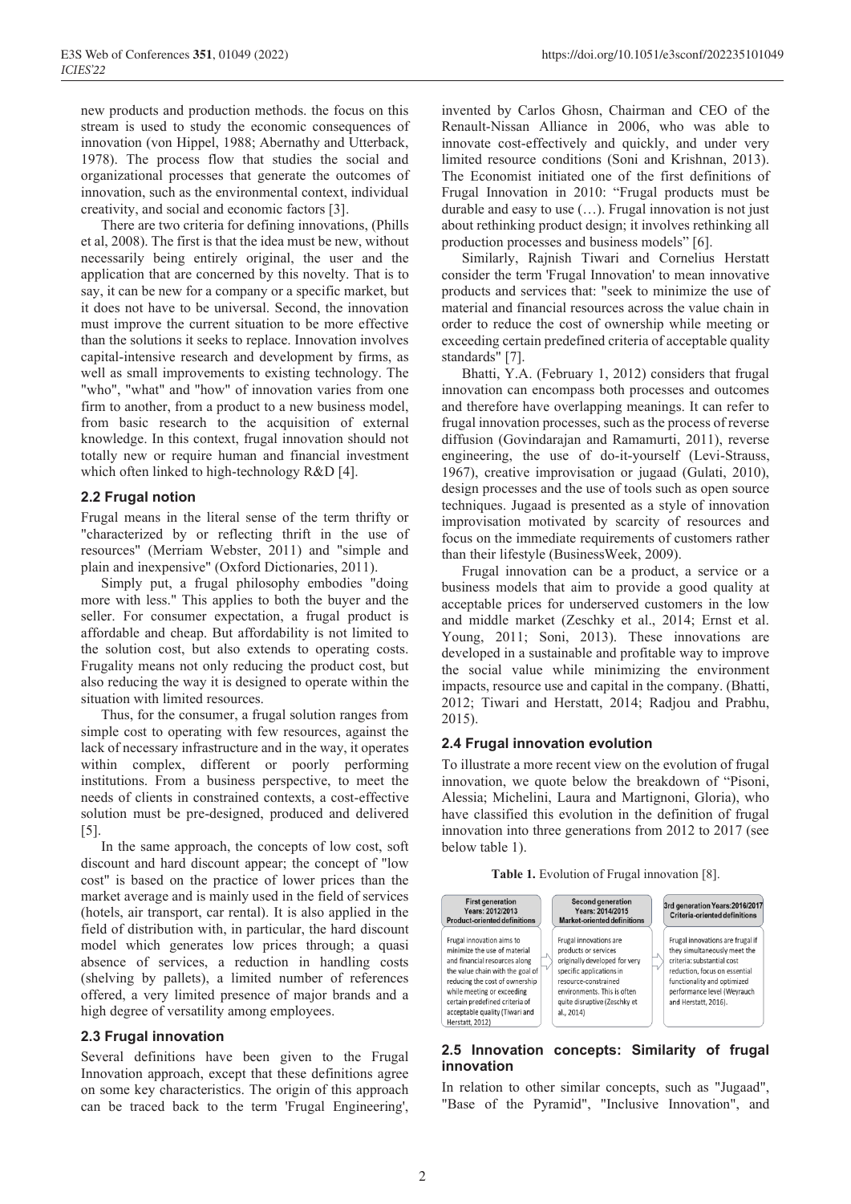new products and production methods. the focus on this stream is used to study the economic consequences of innovation (von Hippel, 1988; Abernathy and Utterback, 1978). The process flow that studies the social and organizational processes that generate the outcomes of innovation, such as the environmental context, individual creativity, and social and economic factors [3].

There are two criteria for defining innovations, (Phills et al, 2008). The first is that the idea must be new, without necessarily being entirely original, the user and the application that are concerned by this novelty. That is to say, it can be new for a company or a specific market, but it does not have to be universal. Second, the innovation must improve the current situation to be more effective than the solutions it seeks to replace. Innovation involves capital-intensive research and development by firms, as well as small improvements to existing technology. The "who", "what" and "how" of innovation varies from one firm to another, from a product to a new business model, from basic research to the acquisition of external knowledge. In this context, frugal innovation should not totally new or require human and financial investment which often linked to high-technology R&D [4].

### 2.2 Frugal notion

Frugal means in the literal sense of the term thrifty or "characterized by or reflecting thrift in the use of resources" (Merriam Webster, 2011) and "simple and plain and inexpensive" (Oxford Dictionaries, 2011).

Simply put, a frugal philosophy embodies "doing more with less." This applies to both the buyer and the seller. For consumer expectation, a frugal product is affordable and cheap. But affordability is not limited to the solution cost, but also extends to operating costs. Frugality means not only reducing the product cost, but also reducing the way it is designed to operate within the situation with limited resources.

Thus, for the consumer, a frugal solution ranges from simple cost to operating with few resources, against the lack of necessary infrastructure and in the way, it operates within complex, different or poorly performing institutions. From a business perspective, to meet the needs of clients in constrained contexts, a cost-effective solution must be pre-designed, produced and delivered [5].

In the same approach, the concepts of low cost, soft discount and hard discount appear; the concept of "low cost" is based on the practice of lower prices than the market average and is mainly used in the field of services (hotels, air transport, car rental). It is also applied in the field of distribution with, in particular, the hard discount model which generates low prices through; a quasi absence of services, a reduction in handling costs (shelving by pallets), a limited number of references offered, a very limited presence of major brands and a high degree of versatility among employees.

### 2.3 Frugal innovation

Several definitions have been given to the Frugal Innovation approach, except that these definitions agree on some key characteristics. The origin of this approach can be traced back to the term 'Frugal Engineering', invented by Carlos Ghosn, Chairman and CEO of the Renault-Nissan Alliance in 2006, who was able to innovate cost-effectively and quickly, and under very limited resource conditions (Soni and Krishnan, 2013). The Economist initiated one of the first definitions of Frugal Innovation in 2010: "Frugal products must be durable and easy to use (…). Frugal innovation is not just about rethinking product design; it involves rethinking all production processes and business models" [6].

Similarly, Rajnish Tiwari and Cornelius Herstatt consider the term 'Frugal Innovation' to mean innovative products and services that: "seek to minimize the use of material and financial resources across the value chain in order to reduce the cost of ownership while meeting or exceeding certain predefined criteria of acceptable quality standards" [7].

Bhatti, Y.A. (February 1, 2012) considers that frugal innovation can encompass both processes and outcomes and therefore have overlapping meanings. It can refer to frugal innovation processes, such as the process of reverse diffusion (Govindarajan and Ramamurti, 2011), reverse engineering, the use of do-it-yourself (Levi-Strauss, 1967), creative improvisation or jugaad (Gulati, 2010), design processes and the use of tools such as open source techniques. Jugaad is presented as a style of innovation improvisation motivated by scarcity of resources and focus on the immediate requirements of customers rather than their lifestyle (BusinessWeek, 2009).

Frugal innovation can be a product, a service or a business models that aim to provide a good quality at acceptable prices for underserved customers in the low and middle market (Zeschky et al., 2014; Ernst et al. Young, 2011; Soni, 2013). These innovations are developed in a sustainable and profitable way to improve the social value while minimizing the environment impacts, resource use and capital in the company. (Bhatti, 2012; Tiwari and Herstatt, 2014; Radjou and Prabhu, 2015).

### 2.4 Frugal innovation evolution

To illustrate a more recent view on the evolution of frugal innovation, we quote below the breakdown of "Pisoni, Alessia; Michelini, Laura and Martignoni, Gloria), who have classified this evolution in the definition of frugal innovation into three generations from 2012 to 2017 (see below table 1).

**Table 1.** Evolution of Frugal innovation [8].

| First generation Years: 2012/2013 Product-oriented definitions | Second generation Years: 2014/2015 Market-oriented definitions | 3rd generation Years: 2016/2017 Criteria-oriented definitions |
|---|---|---|
| Frugal innovation aims to minimize the use of material and financial resources along the value chain with the goal of reducing the cost of ownership while meeting or exceeding certain predefined criteria of acceptable quality (Tiwari and Herstatt, 2012) | Frugal innovations are products or services originally developed for very specific applications in resource-constrained environments. This is often quite disruptive (Zeschky et al., 2014) | Frugal innovations are frugal if they simultaneously meet the criteria: substantial cost reduction, focus on essential functionality and optimized performance level (Weyrauch and Herstatt, 2016). |

### 2.5 Innovation concepts: Similarity of frugal innovation

In relation to other similar concepts, such as "Jugaad", "Base of the Pyramid", "Inclusive Innovation", and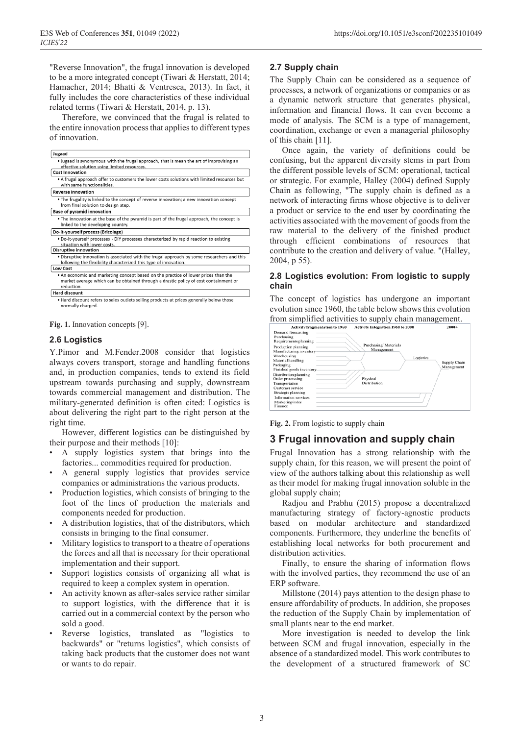"Reverse Innovation", the frugal innovation is developed to be a more integrated concept (Tiwari & Herstatt, 2014; Hamacher, 2014; Bhatti & Ventresca, 2013). In fact, it fully includes the core characteristics of these individual related terms (Tiwari & Herstatt, 2014, p. 13).

Therefore, we convinced that the frugal is related to the entire innovation process that applies to different types of innovation.

| Jugaad |
|---|
| • Jugaad is synonymous with the frugal approach, that is mean the art of improvising an effective solution using limited resources. |
| **Cost Innovation** |
| • A frugal approach offer to customers the lower costs solutions with limited resources but with same functionalities. |
| **Reverse Innovation** |
| • The frugality is linked to the concept of reverse innovation; a new innovation concept from final solution to design step. |
| **Base of pyramid innovation** |
| • The innovation at the base of the pyramid is part of the frugal approach, the concept is linked to the developing country. |
| **Do-it-yourself process (Bricolage)** |
| • Do-it-yourself processes - DIY processes characterized by rapid reaction to existing situation with lower costs. |
| **Disruptive innovation** |
| • Disruptive innovation is associated with the frugal approach by some researchers and this following the flexibility characterized this type of innovation. |
| **Low Cost** |
| • An economic and marketing concept based on the practice of lower prices than the market average which can be obtained through a drastic policy of cost containment or reduction. |
| **Hard discount** |
| • Hard discount refers to sales outlets selling products at prices generally below those normally charged. |

**Fig. 1.** Innovation concepts [9].

### 2.6 Logistics

Y.Pimor and M.Fender.2008 consider that logistics always covers transport, storage and handling functions and, in production companies, tends to extend its field upstream towards purchasing and supply, downstream towards commercial management and distribution. The military-generated definition is often cited: Logistics is about delivering the right part to the right person at the right time.

However, different logistics can be distinguished by their purpose and their methods [10]:

- A supply logistics system that brings into the factories... commodities required for production.
- A general supply logistics that provides service companies or administrations the various products.
- Production logistics, which consists of bringing to the foot of the lines of production the materials and components needed for production.
- A distribution logistics, that of the distributors, which consists in bringing to the final consumer.
- Military logistics to transport to a theatre of operations the forces and all that is necessary for their operational implementation and their support.
- Support logistics consists of organizing all what is required to keep a complex system in operation.
- An activity known as after-sales service rather similar to support logistics, with the difference that it is carried out in a commercial context by the person who sold a good.
- Reverse logistics, translated as "logistics to backwards" or "returns logistics", which consists of taking back products that the customer does not want or wants to do repair.

### 2.7 Supply chain

The Supply Chain can be considered as a sequence of processes, a network of organizations or companies or as a dynamic network structure that generates physical, information and financial flows. It can even become a mode of analysis. The SCM is a type of management, coordination, exchange or even a managerial philosophy of this chain [11].

Once again, the variety of definitions could be confusing, but the apparent diversity stems in part from the different possible levels of SCM: operational, tactical or strategic. For example, Halley (2004) defined Supply Chain as following, "The supply chain is defined as a network of interacting firms whose objective is to deliver a product or service to the end user by coordinating the activities associated with the movement of goods from the raw material to the delivery of the finished product through efficient combinations of resources that contribute to the creation and delivery of value. "(Halley, 2004, p 55).

### 2.8 Logistics evolution: From logistic to supply chain

The concept of logistics has undergone an important evolution since 1960, the table below shows this evolution from simplified activities to supply chain management.

| Activity fragmentation to 1960 | Activity Integration 1960 to 2000 | | 2000+ |
|---|---|---|---|
| Demand forecasting | | | |
| Purchasing | | | |
| Requirements planning | | | |
| Production planning | Purchasing/ Materials Management | | |
| Manufacturing inventory | | | |
| Warehousing | | Logistics | |
| Material handling | | | Supply Chain Management |
| Packaging | | | |
| Finished goods inventory | | | |
| Distribution planning | | | |
| Order processing | Physical Distribution | | |
| Transportation | | | |
| Customer service | | | |
| Strategic planning | | | |
| Information services | | | |
| Marketing/sales | | | |
| Finance | | | |

**Fig. 2.** From logistic to supply chain

## 3 Frugal innovation and supply chain

Frugal Innovation has a strong relationship with the supply chain, for this reason, we will present the point of view of the authors talking about this relationship as well as their model for making frugal innovation soluble in the global supply chain;

Radjou and Prabhu (2015) propose a decentralized manufacturing strategy of factory-agnostic products based on modular architecture and standardized components. Furthermore, they underline the benefits of establishing local networks for both procurement and distribution activities.

Finally, to ensure the sharing of information flows with the involved parties, they recommend the use of an ERP software.

Millstone (2014) pays attention to the design phase to ensure affordability of products. In addition, she proposes the reduction of the Supply Chain by implementation of small plants near to the end market.

More investigation is needed to develop the link between SCM and frugal innovation, especially in the absence of a standardized model. This work contributes to the development of a structured framework of SC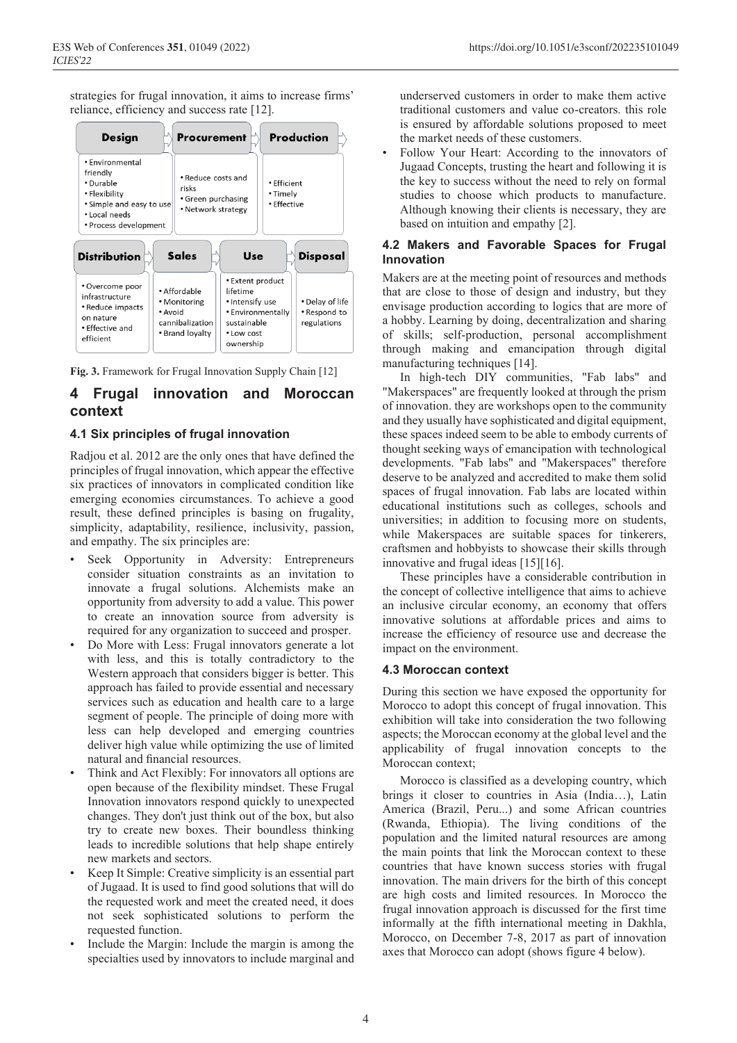strategies for frugal innovation, it aims to increase firms' reliance, efficiency and success rate [12].

| Design | Procurement | Production |
|---|---|---|
| • Environmental friendly<br>• Durable<br>• Flexibility<br>• Simple and easy to use<br>• Local needs<br>• Process development | • Reduce costs and risks<br>• Green purchasing<br>• Network strategy | • Efficient<br>• Timely<br>• Effective |

| Distribution | Sales | Use | Disposal |
|---|---|---|---|
| • Overcome poor infrastructure<br>• Reduce impacts on nature<br>• Effective and efficient | • Affordable<br>• Monitoring<br>• Avoid cannibalization<br>• Brand loyalty | • Extent product lifetime<br>• Intensify use<br>• Environmentally sustainable<br>• Low cost ownership | • Delay of life<br>• Respond to regulations |

**Fig. 3.** Framework for Frugal Innovation Supply Chain [12]

## 4 Frugal innovation and Moroccan context

### 4.1 Six principles of frugal innovation

Radjou et al. 2012 are the only ones that have defined the principles of frugal innovation, which appear the effective six practices of innovators in complicated condition like emerging economies circumstances. To achieve a good result, these defined principles is basing on frugality, simplicity, adaptability, resilience, inclusivity, passion, and empathy. The six principles are:

- Seek Opportunity in Adversity: Entrepreneurs consider situation constraints as an invitation to innovate a frugal solutions. Alchemists make an opportunity from adversity to add a value. This power to create an innovation source from adversity is required for any organization to succeed and prosper.
- Do More with Less: Frugal innovators generate a lot with less, and this is totally contradictory to the Western approach that considers bigger is better. This approach has failed to provide essential and necessary services such as education and health care to a large segment of people. The principle of doing more with less can help developed and emerging countries deliver high value while optimizing the use of limited natural and financial resources.
- Think and Act Flexibly: For innovators all options are open because of the flexibility mindset. These Frugal Innovation innovators respond quickly to unexpected changes. They don't just think out of the box, but also try to create new boxes. Their boundless thinking leads to incredible solutions that help shape entirely new markets and sectors.
- Keep It Simple: Creative simplicity is an essential part of Jugaad. It is used to find good solutions that will do the requested work and meet the created need, it does not seek sophisticated solutions to perform the requested function.
- Include the Margin: Include the margin is among the specialties used by innovators to include marginal and underserved customers in order to make them active traditional customers and value co-creators. this role is ensured by affordable solutions proposed to meet the market needs of these customers.
- Follow Your Heart: According to the innovators of Jugaad Concepts, trusting the heart and following it is the key to success without the need to rely on formal studies to choose which products to manufacture. Although knowing their clients is necessary, they are based on intuition and empathy [2].

### 4.2 Makers and Favorable Spaces for Frugal Innovation

Makers are at the meeting point of resources and methods that are close to those of design and industry, but they envisage production according to logics that are more of a hobby. Learning by doing, decentralization and sharing of skills; self-production, personal accomplishment through making and emancipation through digital manufacturing techniques [14].

In high-tech DIY communities, "Fab labs" and "Makerspaces" are frequently looked at through the prism of innovation. they are workshops open to the community and they usually have sophisticated and digital equipment, these spaces indeed seem to be able to embody currents of thought seeking ways of emancipation with technological developments. "Fab labs" and "Makerspaces" therefore deserve to be analyzed and accredited to make them solid spaces of frugal innovation. Fab labs are located within educational institutions such as colleges, schools and universities; in addition to focusing more on students, while Makerspaces are suitable spaces for tinkerers, craftsmen and hobbyists to showcase their skills through innovative and frugal ideas [15][16].

These principles have a considerable contribution in the concept of collective intelligence that aims to achieve an inclusive circular economy, an economy that offers innovative solutions at affordable prices and aims to increase the efficiency of resource use and decrease the impact on the environment.

### 4.3 Moroccan context

During this section we have exposed the opportunity for Morocco to adopt this concept of frugal innovation. This exhibition will take into consideration the two following aspects; the Moroccan economy at the global level and the applicability of frugal innovation concepts to the Moroccan context;

Morocco is classified as a developing country, which brings it closer to countries in Asia (India…), Latin America (Brazil, Peru...) and some African countries (Rwanda, Ethiopia). The living conditions of the population and the limited natural resources are among the main points that link the Moroccan context to these countries that have known success stories with frugal innovation. The main drivers for the birth of this concept are high costs and limited resources. In Morocco the frugal innovation approach is discussed for the first time informally at the fifth international meeting in Dakhla, Morocco, on December 7-8, 2017 as part of innovation axes that Morocco can adopt (shows figure 4 below).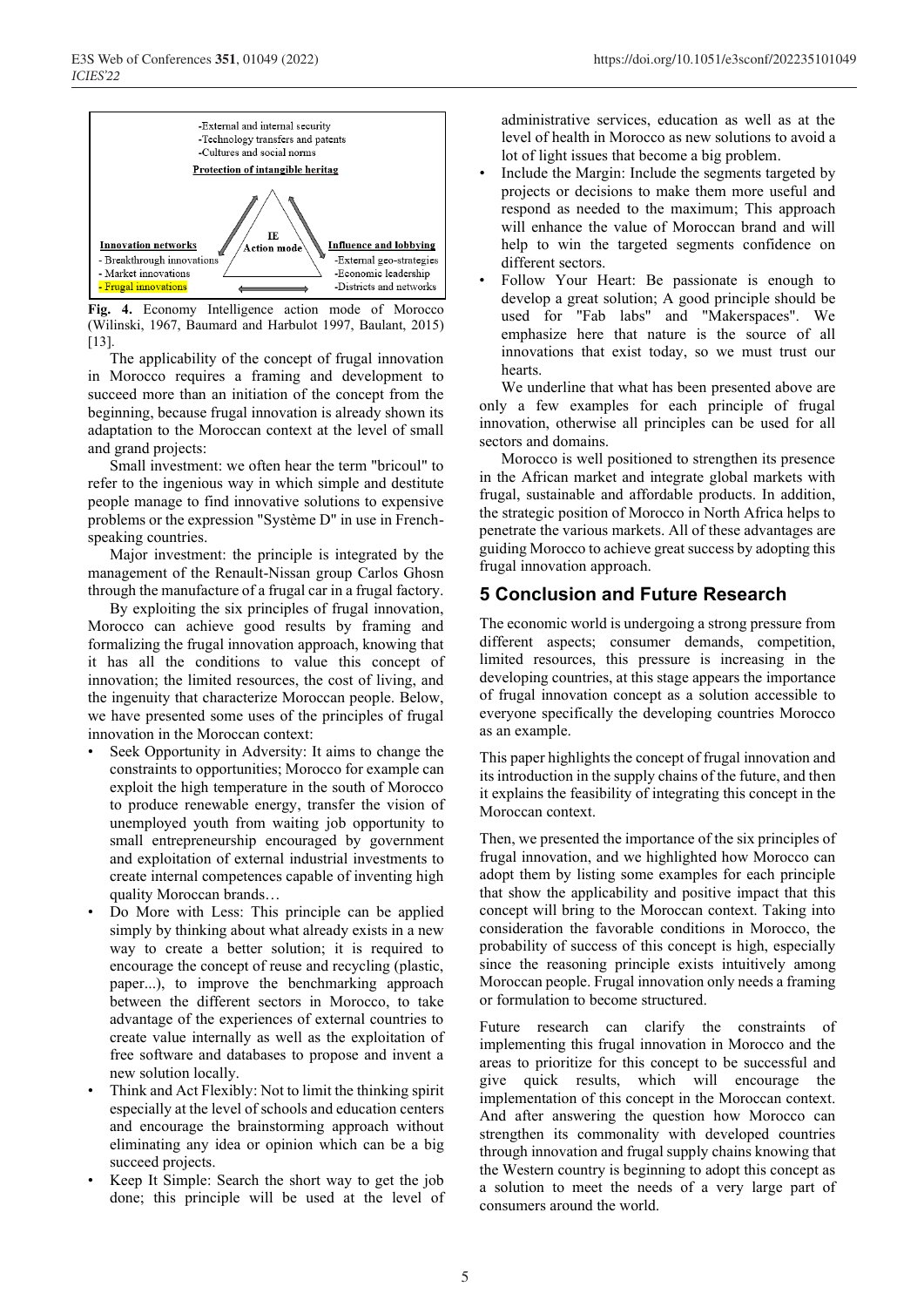-External and internal security
-Technology transfers and patents
-Cultures and social norms

**Protection of intangible heritag**

IE Action mode

**Innovation networks**
- Breakthrough innovations
- Market innovations
- Frugal innovations

**Influence and lobbying**
-External geo-strategies
-Economic leadership
-Districts and networks

**Fig. 4.** Economy Intelligence action mode of Morocco (Wilinski, 1967, Baumard and Harbulot 1997, Baulant, 2015) [13].

The applicability of the concept of frugal innovation in Morocco requires a framing and development to succeed more than an initiation of the concept from the beginning, because frugal innovation is already shown its adaptation to the Moroccan context at the level of small and grand projects:

Small investment: we often hear the term "bricoul" to refer to the ingenious way in which simple and destitute people manage to find innovative solutions to expensive problems or the expression "Système D" in use in French-speaking countries.

Major investment: the principle is integrated by the management of the Renault-Nissan group Carlos Ghosn through the manufacture of a frugal car in a frugal factory.

By exploiting the six principles of frugal innovation, Morocco can achieve good results by framing and formalizing the frugal innovation approach, knowing that it has all the conditions to value this concept of innovation; the limited resources, the cost of living, and the ingenuity that characterize Moroccan people. Below, we have presented some uses of the principles of frugal innovation in the Moroccan context:

- Seek Opportunity in Adversity: It aims to change the constraints to opportunities; Morocco for example can exploit the high temperature in the south of Morocco to produce renewable energy, transfer the vision of unemployed youth from waiting job opportunity to small entrepreneurship encouraged by government and exploitation of external industrial investments to create internal competences capable of inventing high quality Moroccan brands…
- Do More with Less: This principle can be applied simply by thinking about what already exists in a new way to create a better solution; it is required to encourage the concept of reuse and recycling (plastic, paper...), to improve the benchmarking approach between the different sectors in Morocco, to take advantage of the experiences of external countries to create value internally as well as the exploitation of free software and databases to propose and invent a new solution locally.
- Think and Act Flexibly: Not to limit the thinking spirit especially at the level of schools and education centers and encourage the brainstorming approach without eliminating any idea or opinion which can be a big succeed projects.
- Keep It Simple: Search the short way to get the job done; this principle will be used at the level of administrative services, education as well as at the level of health in Morocco as new solutions to avoid a lot of light issues that become a big problem.
- Include the Margin: Include the segments targeted by projects or decisions to make them more useful and respond as needed to the maximum; This approach will enhance the value of Moroccan brand and will help to win the targeted segments confidence on different sectors.
- Follow Your Heart: Be passionate is enough to develop a great solution; A good principle should be used for "Fab labs" and "Makerspaces". We emphasize here that nature is the source of all innovations that exist today, so we must trust our hearts.

We underline that what has been presented above are only a few examples for each principle of frugal innovation, otherwise all principles can be used for all sectors and domains.

Morocco is well positioned to strengthen its presence in the African market and integrate global markets with frugal, sustainable and affordable products. In addition, the strategic position of Morocco in North Africa helps to penetrate the various markets. All of these advantages are guiding Morocco to achieve great success by adopting this frugal innovation approach.

## 5 Conclusion and Future Research

The economic world is undergoing a strong pressure from different aspects; consumer demands, competition, limited resources, this pressure is increasing in the developing countries, at this stage appears the importance of frugal innovation concept as a solution accessible to everyone specifically the developing countries Morocco as an example.

This paper highlights the concept of frugal innovation and its introduction in the supply chains of the future, and then it explains the feasibility of integrating this concept in the Moroccan context.

Then, we presented the importance of the six principles of frugal innovation, and we highlighted how Morocco can adopt them by listing some examples for each principle that show the applicability and positive impact that this concept will bring to the Moroccan context. Taking into consideration the favorable conditions in Morocco, the probability of success of this concept is high, especially since the reasoning principle exists intuitively among Moroccan people. Frugal innovation only needs a framing or formulation to become structured.

Future research can clarify the constraints of implementing this frugal innovation in Morocco and the areas to prioritize for this concept to be successful and give quick results, which will encourage the implementation of this concept in the Moroccan context. And after answering the question how Morocco can strengthen its commonality with developed countries through innovation and frugal supply chains knowing that the Western country is beginning to adopt this concept as a solution to meet the needs of a very large part of consumers around the world.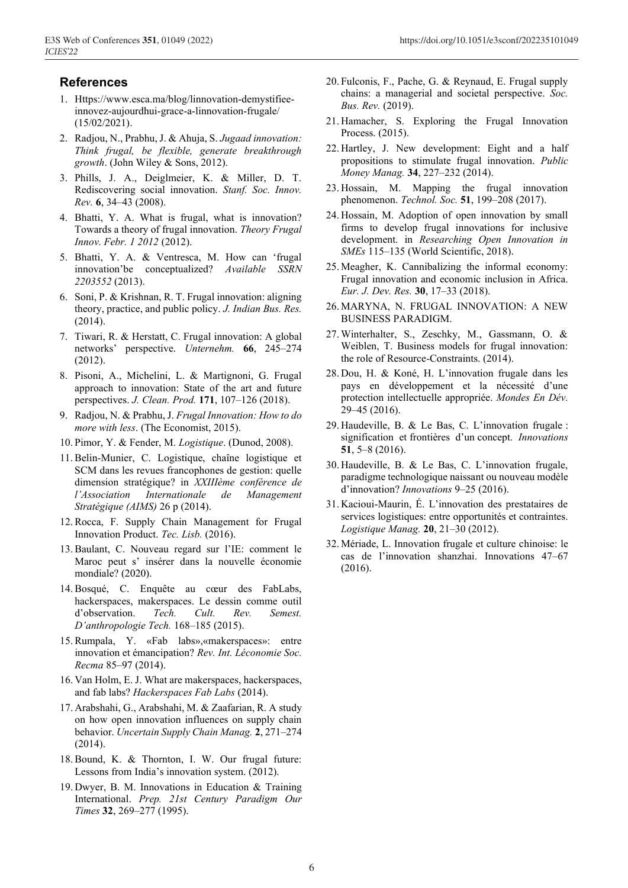## References

1. Https://www.esca.ma/blog/linnovation-demystifiee-innovez-aujourdhui-grace-a-linnovation-frugale/ (15/02/2021).
2. Radjou, N., Prabhu, J. & Ahuja, S. *Jugaad innovation: Think frugal, be flexible, generate breakthrough growth*. (John Wiley & Sons, 2012).
3. Phills, J. A., Deiglmeier, K. & Miller, D. T. Rediscovering social innovation. *Stanf. Soc. Innov. Rev.* **6**, 34–43 (2008).
4. Bhatti, Y. A. What is frugal, what is innovation? Towards a theory of frugal innovation. *Theory Frugal Innov. Febr. 1 2012* (2012).
5. Bhatti, Y. A. & Ventresca, M. How can 'frugal innovation'be conceptualized? *Available SSRN 2203552* (2013).
6. Soni, P. & Krishnan, R. T. Frugal innovation: aligning theory, practice, and public policy. *J. Indian Bus. Res.* (2014).
7. Tiwari, R. & Herstatt, C. Frugal innovation: A global networks' perspective. *Unternehm.* **66**, 245–274 (2012).
8. Pisoni, A., Michelini, L. & Martignoni, G. Frugal approach to innovation: State of the art and future perspectives. *J. Clean. Prod.* **171**, 107–126 (2018).
9. Radjou, N. & Prabhu, J. *Frugal Innovation: How to do more with less*. (The Economist, 2015).
10. Pimor, Y. & Fender, M. *Logistique*. (Dunod, 2008).
11. Belin-Munier, C. Logistique, chaîne logistique et SCM dans les revues francophones de gestion: quelle dimension stratégique? in *XXIIIème conférence de l'Association Internationale de Management Stratégique (AIMS)* 26 p (2014).
12. Rocca, F. Supply Chain Management for Frugal Innovation Product. *Tec. Lisb.* (2016).
13. Baulant, C. Nouveau regard sur l'IE: comment le Maroc peut s' insérer dans la nouvelle économie mondiale? (2020).
14. Bosqué, C. Enquête au cœur des FabLabs, hackerspaces, makerspaces. Le dessin comme outil d'observation. *Tech. Cult. Rev. Semest. D'anthropologie Tech.* 168–185 (2015).
15. Rumpala, Y. «Fab labs»,«makerspaces»: entre innovation et émancipation? *Rev. Int. Léconomie Soc. Recma* 85–97 (2014).
16. Van Holm, E. J. What are makerspaces, hackerspaces, and fab labs? *Hackerspaces Fab Labs* (2014).
17. Arabshahi, G., Arabshahi, M. & Zaafarian, R. A study on how open innovation influences on supply chain behavior. *Uncertain Supply Chain Manag.* **2**, 271–274 (2014).
18. Bound, K. & Thornton, I. W. Our frugal future: Lessons from India's innovation system. (2012).
19. Dwyer, B. M. Innovations in Education & Training International. *Prep. 21st Century Paradigm Our Times* **32**, 269–277 (1995).
20. Fulconis, F., Pache, G. & Reynaud, E. Frugal supply chains: a managerial and societal perspective. *Soc. Bus. Rev.* (2019).
21. Hamacher, S. Exploring the Frugal Innovation Process. (2015).
22. Hartley, J. New development: Eight and a half propositions to stimulate frugal innovation. *Public Money Manag.* **34**, 227–232 (2014).
23. Hossain, M. Mapping the frugal innovation phenomenon. *Technol. Soc.* **51**, 199–208 (2017).
24. Hossain, M. Adoption of open innovation by small firms to develop frugal innovations for inclusive development. in *Researching Open Innovation in SMEs* 115–135 (World Scientific, 2018).
25. Meagher, K. Cannibalizing the informal economy: Frugal innovation and economic inclusion in Africa. *Eur. J. Dev. Res.* **30**, 17–33 (2018).
26. MARYNA, N. FRUGAL INNOVATION: A NEW BUSINESS PARADIGM.
27. Winterhalter, S., Zeschky, M., Gassmann, O. & Weiblen, T. Business models for frugal innovation: the role of Resource-Constraints. (2014).
28. Dou, H. & Koné, H. L'innovation frugale dans les pays en développement et la nécessité d'une protection intellectuelle appropriée. *Mondes En Dév.* 29–45 (2016).
29. Haudeville, B. & Le Bas, C. L'innovation frugale : signification et frontières d'un concept. *Innovations* **51**, 5–8 (2016).
30. Haudeville, B. & Le Bas, C. L'innovation frugale, paradigme technologique naissant ou nouveau modèle d'innovation? *Innovations* 9–25 (2016).
31. Kacioui-Maurin, É. L'innovation des prestataires de services logistiques: entre opportunités et contraintes. *Logistique Manag.* **20**, 21–30 (2012).
32. Mériade, L. Innovation frugale et culture chinoise: le cas de l'innovation shanzhai. Innovations 47–67 (2016).